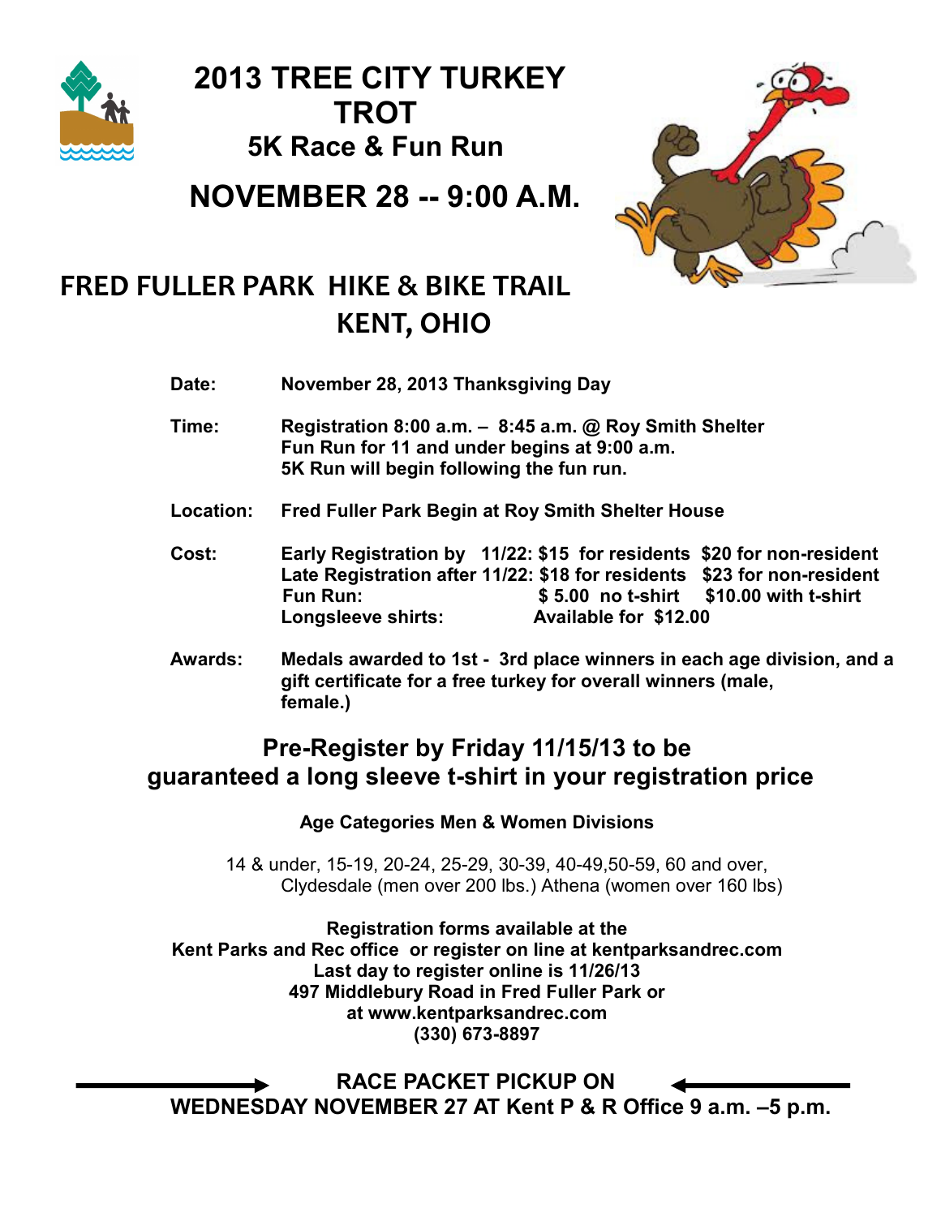# 2013 TREE CITY TURKEY TROT

## 5K Race & Fun Run

## NOVEMBER 28 -- 9:00 A.M.

## FRED FULLER PARK HIKE & BIKE TRAIL KENT, OHIO

**Date:** November 28, 2013 Thanksgiving Day

**Time:** Registration 8:00 a.m. – 8:45 a.m. @ Roy Smith Shelter
Fun Run for 11 and under begins at 9:00 a.m.
5K Run will begin following the fun run.

**Location:** Fred Fuller Park Begin at Roy Smith Shelter House

**Cost:**

| | | |
|---|---|---|
| Early Registration by 11/22: | $15 for residents | $20 for non-resident |
| Late Registration after 11/22: | $18 for residents | $23 for non-resident |
| Fun Run: | $ 5.00 no t-shirt | $10.00 with t-shirt |
| Longsleeve shirts: | Available for $12.00 | |

**Awards:** Medals awarded to 1st - 3rd place winners in each age division, and a gift certificate for a free turkey for overall winners (male, female.)

### Pre-Register by Friday 11/15/13 to be guaranteed a long sleeve t-shirt in your registration price

**Age Categories Men & Women Divisions**

14 & under, 15-19, 20-24, 25-29, 30-39, 40-49,50-59, 60 and over, Clydesdale (men over 200 lbs.) Athena (women over 160 lbs)

**Registration forms available at the Kent Parks and Rec office or register on line at kentparksandrec.com**
**Last day to register online is 11/26/13**
**497 Middlebury Road in Fred Fuller Park or at www.kentparksandrec.com**
**(330) 673-8897**

**RACE PACKET PICKUP ON WEDNESDAY NOVEMBER 27 AT Kent P & R Office 9 a.m. –5 p.m.**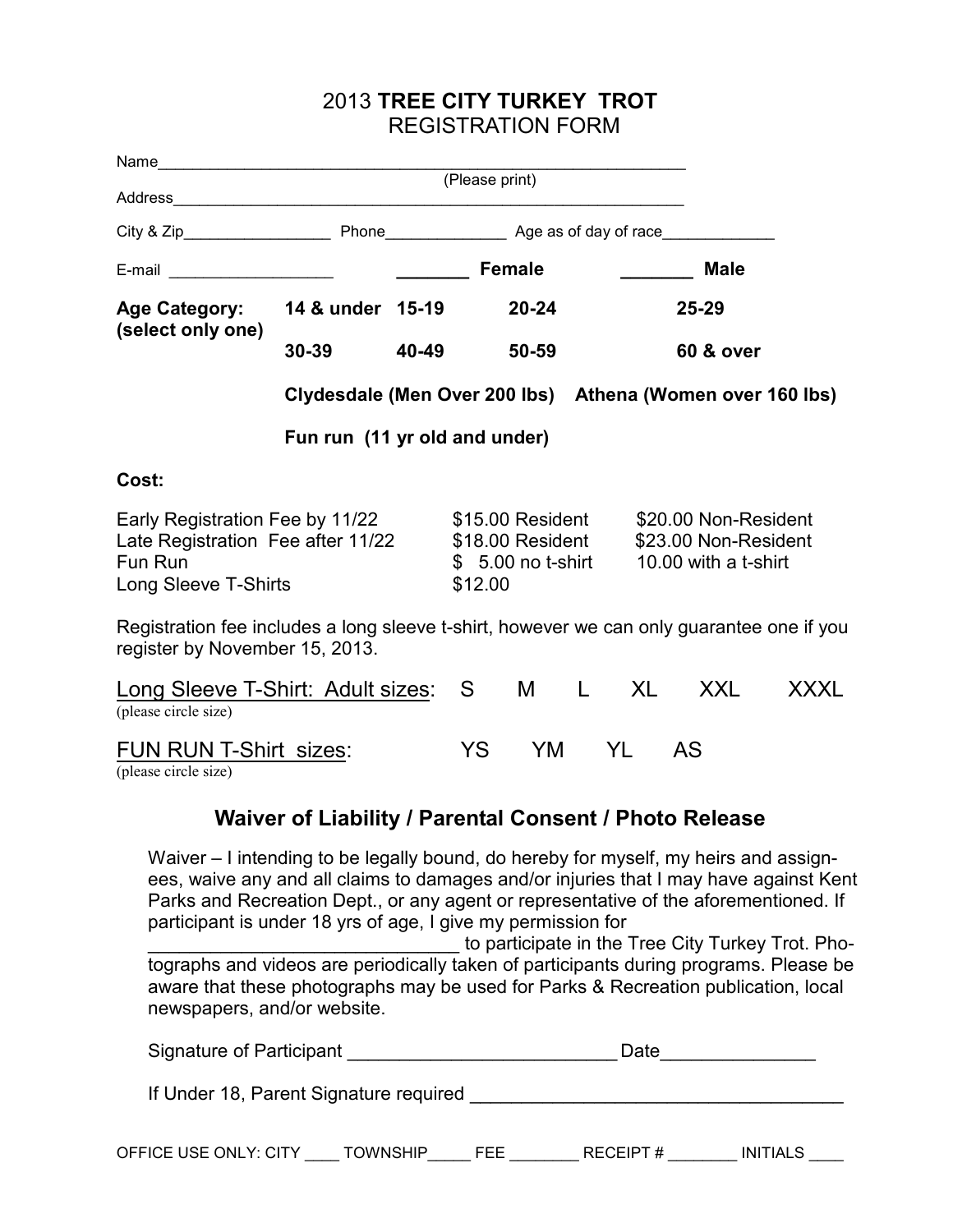# 2013 **TREE CITY TURKEY TROT**
## REGISTRATION FORM

Name_____________________________________________________________
(Please print)

Address___________________________________________________________

City & Zip_________________ Phone______________ Age as of day of race_____________

E-mail ___________________ _______ **Female** _______ **Male**

| | | | | |
|---|---|---|---|---|
| **Age Category: (select only one)** | **14 & under** | **15-19** | **20-24** | **25-29** |
| | **30-39** | **40-49** | **50-59** | **60 & over** |

**Clydesdale (Men Over 200 lbs)** **Athena (Women over 160 lbs)**

**Fun run (11 yr old and under)**

**Cost:**

| | | |
|---|---|---|
| Early Registration Fee by 11/22 | $15.00 Resident | $20.00 Non-Resident |
| Late Registration Fee after 11/22 | $18.00 Resident | $23.00 Non-Resident |
| Fun Run | $ 5.00 no t-shirt | 10.00 with a t-shirt |
| Long Sleeve T-Shirts | $12.00 | |

Registration fee includes a long sleeve t-shirt, however we can only guarantee one if you register by November 15, 2013.

Long Sleeve T-Shirt: Adult sizes: S M L XL XXL XXXL
(please circle size)

FUN RUN T-Shirt sizes: YS YM YL AS
(please circle size)

## Waiver of Liability / Parental Consent / Photo Release

Waiver – I intending to be legally bound, do hereby for myself, my heirs and assignees, waive any and all claims to damages and/or injuries that I may have against Kent Parks and Recreation Dept., or any agent or representative of the aforementioned. If participant is under 18 yrs of age, I give my permission for ______________________________ to participate in the Tree City Turkey Trot. Photographs and videos are periodically taken of participants during programs. Please be aware that these photographs may be used for Parks & Recreation publication, local newspapers, and/or website.

Signature of Participant __________________________ Date_______________

If Under 18, Parent Signature required ____________________________________

OFFICE USE ONLY: CITY ____ TOWNSHIP_____ FEE ________ RECEIPT # ________ INITIALS ____